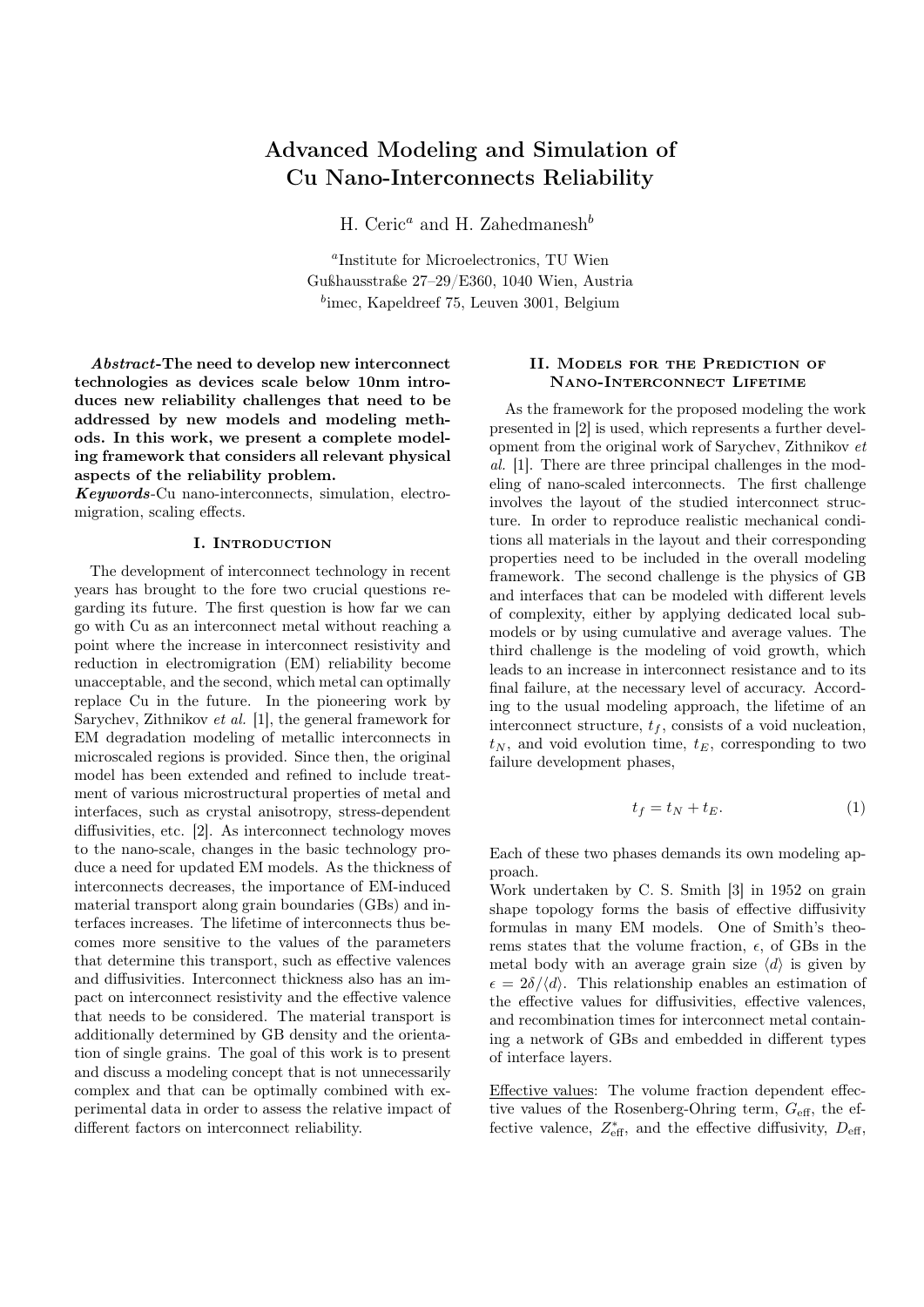# Advanced Modeling and Simulation of Cu Nano-Interconnects Reliability

H. Ceric[a] and H. Zahedmanesh[b]

[a]Institute for Microelectronics, TU Wien
Gußhausstraße 27–29/E360, 1040 Wien, Austria
[b]imec, Kapeldreef 75, Leuven 3001, Belgium

***Abstract*-The need to develop new interconnect technologies as devices scale below 10nm introduces new reliability challenges that need to be addressed by new models and modeling methods. In this work, we present a complete modeling framework that considers all relevant physical aspects of the reliability problem.**

***Keywords*-**Cu nano-interconnects, simulation, electromigration, scaling effects.

## I. Introduction

The development of interconnect technology in recent years has brought to the fore two crucial questions regarding its future. The first question is how far we can go with Cu as an interconnect metal without reaching a point where the increase in interconnect resistivity and reduction in electromigration (EM) reliability become unacceptable, and the second, which metal can optimally replace Cu in the future. In the pioneering work by Sarychev, Zithnikov *et al.* [1], the general framework for EM degradation modeling of metallic interconnects in microscaled regions is provided. Since then, the original model has been extended and refined to include treatment of various microstructural properties of metal and interfaces, such as crystal anisotropy, stress-dependent diffusivities, etc. [2]. As interconnect technology moves to the nano-scale, changes in the basic technology produce a need for updated EM models. As the thickness of interconnects decreases, the importance of EM-induced material transport along grain boundaries (GBs) and interfaces increases. The lifetime of interconnects thus becomes more sensitive to the values of the parameters that determine this transport, such as effective valences and diffusivities. Interconnect thickness also has an impact on interconnect resistivity and the effective valence that needs to be considered. The material transport is additionally determined by GB density and the orientation of single grains. The goal of this work is to present and discuss a modeling concept that is not unnecessarily complex and that can be optimally combined with experimental data in order to assess the relative impact of different factors on interconnect reliability.

## II. Models for the Prediction of Nano-Interconnect Lifetime

As the framework for the proposed modeling the work presented in [2] is used, which represents a further development from the original work of Sarychev, Zithnikov *et al.* [1]. There are three principal challenges in the modeling of nano-scaled interconnects. The first challenge involves the layout of the studied interconnect structure. In order to reproduce realistic mechanical conditions all materials in the layout and their corresponding properties need to be included in the overall modeling framework. The second challenge is the physics of GB and interfaces that can be modeled with different levels of complexity, either by applying dedicated local submodels or by using cumulative and average values. The third challenge is the modeling of void growth, which leads to an increase in interconnect resistance and to its final failure, at the necessary level of accuracy. According to the usual modeling approach, the lifetime of an interconnect structure, $t_f$, consists of a void nucleation, $t_N$, and void evolution time, $t_E$, corresponding to two failure development phases,

$$t_f = t_N + t_E. \tag{1}$$

Each of these two phases demands its own modeling approach.

Work undertaken by C. S. Smith [3] in 1952 on grain shape topology forms the basis of effective diffusivity formulas in many EM models. One of Smith's theorems states that the volume fraction, $\epsilon$, of GBs in the metal body with an average grain size $\langle d \rangle$ is given by $\epsilon = 2\delta/\langle d \rangle$. This relationship enables an estimation of the effective values for diffusivities, effective valences, and recombination times for interconnect metal containing a network of GBs and embedded in different types of interface layers.

Effective values: The volume fraction dependent effective values of the Rosenberg-Ohring term, $G_{\text{eff}}$, the effective valence, $Z^*_{\text{eff}}$, and the effective diffusivity, $D_{\text{eff}}$,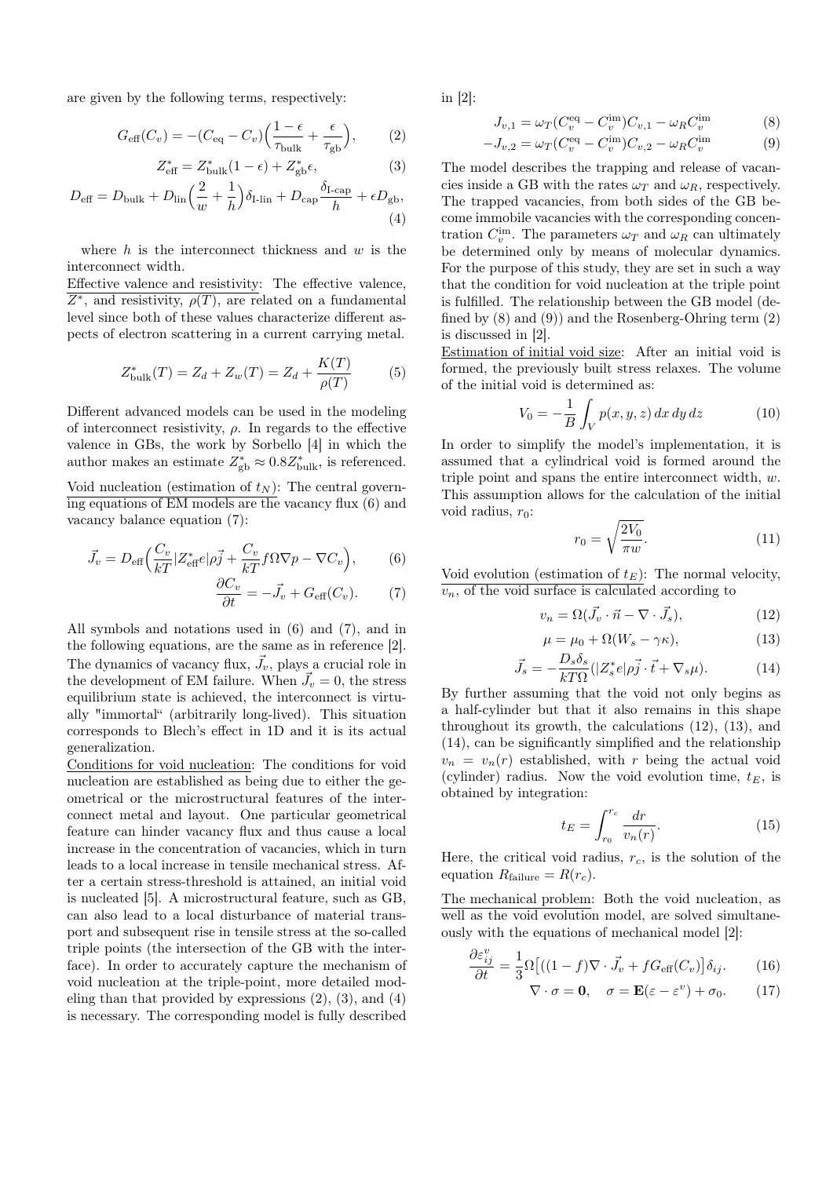are given by the following terms, respectively:

$$G_{\text{eff}}(C_v) = -(C_{\text{eq}} - C_v)\Big(\frac{1-\epsilon}{\tau_{\text{bulk}}} + \frac{\epsilon}{\tau_{\text{gb}}}\Big), \tag{2}$$

$$Z^*_{\text{eff}} = Z^*_{\text{bulk}}(1-\epsilon) + Z^*_{\text{gb}}\epsilon, \tag{3}$$

$$D_{\text{eff}} = D_{\text{bulk}} + D_{\text{lin}}\Big(\frac{2}{w} + \frac{1}{h}\Big)\delta_{\text{I-lin}} + D_{\text{cap}}\frac{\delta_{\text{I-cap}}}{h} + \epsilon D_{\text{gb}}, \tag{4}$$

where $h$ is the interconnect thickness and $w$ is the interconnect width.

Effective valence and resistivity: The effective valence, $Z^*$, and resistivity, $\rho(T)$, are related on a fundamental level since both of these values characterize different aspects of electron scattering in a current carrying metal.

$$Z^*_{\text{bulk}}(T) = Z_d + Z_w(T) = Z_d + \frac{K(T)}{\rho(T)} \tag{5}$$

Different advanced models can be used in the modeling of interconnect resistivity, $\rho$. In regards to the effective valence in GBs, the work by Sorbello [4] in which the author makes an estimate $Z^*_{\text{gb}} \approx 0.8 Z^*_{\text{bulk}}$, is referenced.

Void nucleation (estimation of $t_N$): The central governing equations of EM models are the vacancy flux (6) and vacancy balance equation (7):

$$\vec{J}_v = D_{\text{eff}}\Big(\frac{C_v}{kT}|Z^*_{\text{eff}}e|\rho\vec{j} + \frac{C_v}{kT}f\Omega\nabla p - \nabla C_v\Big), \tag{6}$$

$$\frac{\partial C_v}{\partial t} = -\vec{J}_v + G_{\text{eff}}(C_v). \tag{7}$$

All symbols and notations used in (6) and (7), and in the following equations, are the same as in reference [2]. The dynamics of vacancy flux, $\vec{J}_v$, plays a crucial role in the development of EM failure. When $\vec{J}_v = 0$, the stress equilibrium state is achieved, the interconnect is virtually "immortal" (arbitrarily long-lived). This situation corresponds to Blech's effect in 1D and it is its actual generalization.

Conditions for void nucleation: The conditions for void nucleation are established as being due to either the geometrical or the microstructural features of the interconnect metal and layout. One particular geometrical feature can hinder vacancy flux and thus cause a local increase in the concentration of vacancies, which in turn leads to a local increase in tensile mechanical stress. After a certain stress-threshold is attained, an initial void is nucleated [5]. A microstructural feature, such as GB, can also lead to a local disturbance of material transport and subsequent rise in tensile stress at the so-called triple points (the intersection of the GB with the interface). In order to accurately capture the mechanism of void nucleation at the triple-point, more detailed modeling than that provided by expressions (2), (3), and (4) is necessary. The corresponding model is fully described in [2]:

$$J_{v,1} = \omega_T(C_v^{\text{eq}} - C_v^{\text{im}})C_{v,1} - \omega_R C_v^{\text{im}} \tag{8}$$

$$-J_{v,2} = \omega_T(C_v^{\text{eq}} - C_v^{\text{im}})C_{v,2} - \omega_R C_v^{\text{im}} \tag{9}$$

The model describes the trapping and release of vacancies inside a GB with the rates $\omega_T$ and $\omega_R$, respectively. The trapped vacancies, from both sides of the GB become immobile vacancies with the corresponding concentration $C_v^{\text{im}}$. The parameters $\omega_T$ and $\omega_R$ can ultimately be determined only by means of molecular dynamics. For the purpose of this study, they are set in such a way that the condition for void nucleation at the triple point is fulfilled. The relationship between the GB model (defined by (8) and (9)) and the Rosenberg-Ohring term (2) is discussed in [2].

Estimation of initial void size: After an initial void is formed, the previously built stress relaxes. The volume of the initial void is determined as:

$$V_0 = -\frac{1}{B}\int_V p(x,y,z)\,dx\,dy\,dz \tag{10}$$

In order to simplify the model's implementation, it is assumed that a cylindrical void is formed around the triple point and spans the entire interconnect width, $w$. This assumption allows for the calculation of the initial void radius, $r_0$:

$$r_0 = \sqrt{\frac{2V_0}{\pi w}}. \tag{11}$$

Void evolution (estimation of $t_E$): The normal velocity, $v_n$, of the void surface is calculated according to

$$v_n = \Omega(\vec{J}_v \cdot \vec{n} - \nabla \cdot \vec{J}_s), \tag{12}$$

$$\mu = \mu_0 + \Omega(W_s - \gamma\kappa), \tag{13}$$

$$\vec{J}_s = -\frac{D_s\delta_s}{kT\Omega}(|Z_s^* e|\rho\vec{j}\cdot\vec{t} + \nabla_s\mu). \tag{14}$$

By further assuming that the void not only begins as a half-cylinder but that it also remains in this shape throughout its growth, the calculations (12), (13), and (14), can be significantly simplified and the relationship $v_n = v_n(r)$ established, with $r$ being the actual void (cylinder) radius. Now the void evolution time, $t_E$, is obtained by integration:

$$t_E = \int_{r_0}^{r_c}\frac{dr}{v_n(r)}. \tag{15}$$

Here, the critical void radius, $r_c$, is the solution of the equation $R_{\text{failure}} = R(r_c)$.

The mechanical problem: Both the void nucleation, as well as the void evolution model, are solved simultaneously with the equations of mechanical model [2]:

$$\frac{\partial \varepsilon^v_{ij}}{\partial t} = \frac{1}{3}\Omega\big[((1-f)\nabla\cdot\vec{J}_v + fG_{\text{eff}}(C_v)\big]\delta_{ij}. \tag{16}$$

$$\nabla\cdot\sigma = \mathbf{0}, \quad \sigma = \mathbf{E}(\varepsilon - \varepsilon^v) + \sigma_0. \tag{17}$$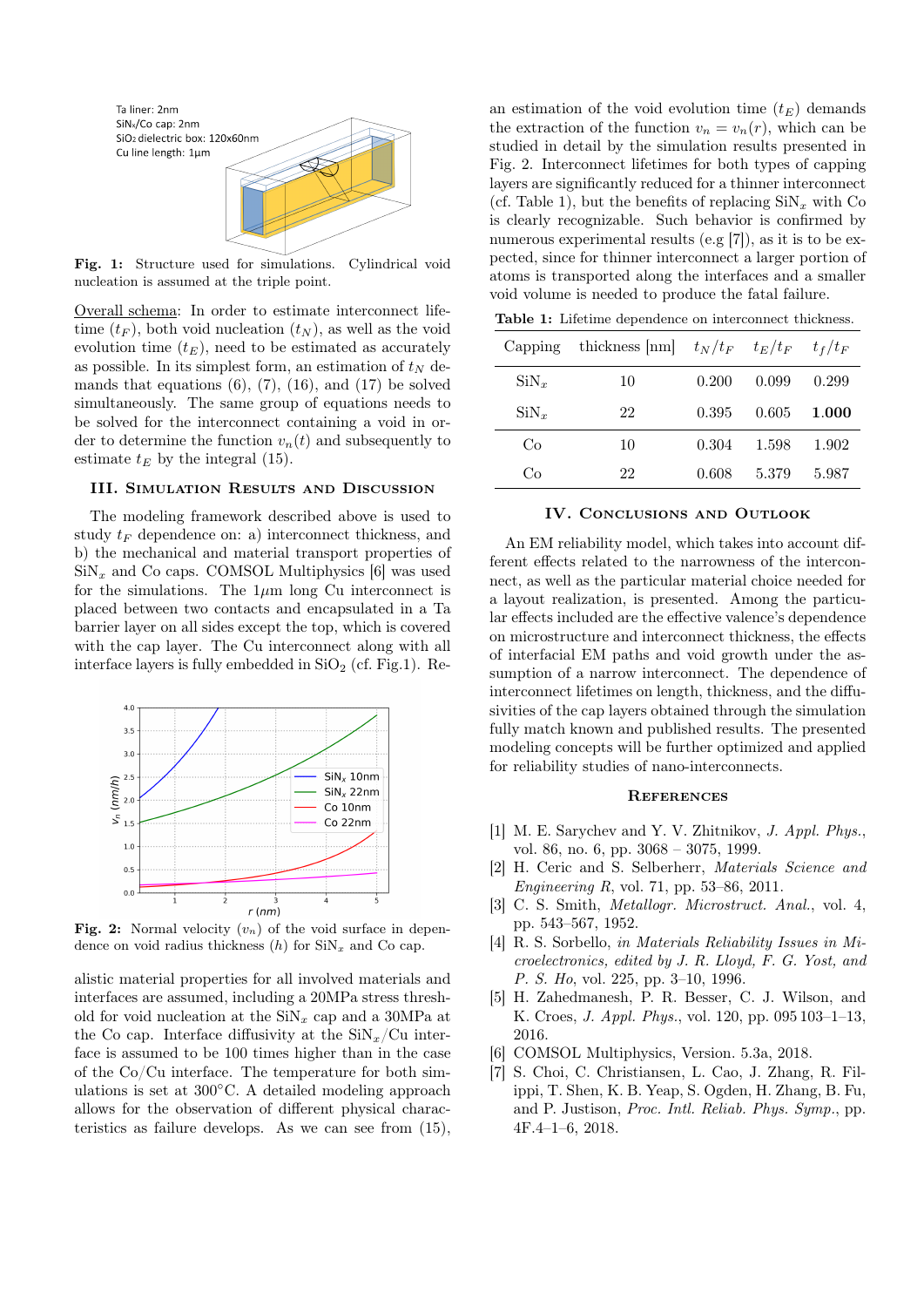Ta liner: 2nm
SiNₓ/Co cap: 2nm
SiO₂ dielectric box: 120x60nm
Cu line length: 1µm

**Fig. 1:** Structure used for simulations. Cylindrical void nucleation is assumed at the triple point.

Overall schema: In order to estimate interconnect lifetime ($t_F$), both void nucleation ($t_N$), as well as the void evolution time ($t_E$), need to be estimated as accurately as possible. In its simplest form, an estimation of $t_N$ demands that equations (6), (7), (16), and (17) be solved simultaneously. The same group of equations needs to be solved for the interconnect containing a void in order to determine the function $v_n(t)$ and subsequently to estimate $t_E$ by the integral (15).

## III. Simulation Results and Discussion

The modeling framework described above is used to study $t_F$ dependence on: a) interconnect thickness, and b) the mechanical and material transport properties of $SiN_x$ and Co caps. COMSOL Multiphysics [6] was used for the simulations. The 1$\mu$m long Cu interconnect is placed between two contacts and encapsulated in a Ta barrier layer on all sides except the top, which is covered with the cap layer. The Cu interconnect along with all interface layers is fully embedded in $SiO_2$ (cf. Fig.1). Realistic material properties for all involved materials and interfaces are assumed, including a 20MPa stress threshold for void nucleation at the $SiN_x$ cap and a 30MPa at the Co cap. Interface diffusivity at the $SiN_x$/Cu interface is assumed to be 100 times higher than in the case of the Co/Cu interface. The temperature for both simulations is set at 300°C. A detailed modeling approach allows for the observation of different physical characteristics as failure develops. As we can see from (15), an estimation of the void evolution time ($t_E$) demands the extraction of the function $v_n = v_n(r)$, which can be studied in detail by the simulation results presented in Fig. 2. Interconnect lifetimes for both types of capping layers are significantly reduced for a thinner interconnect (cf. Table 1), but the benefits of replacing $SiN_x$ with Co is clearly recognizable. Such behavior is confirmed by numerous experimental results (e.g [7]), as it is to be expected, since for thinner interconnect a larger portion of atoms is transported along the interfaces and a smaller void volume is needed to produce the fatal failure.

$v_n$ (nm/h)
4.0
3.5
3.0
2.5
2.0
1.5
1.0
0.5
0.0
1
2
3
4
5
r (nm)
SiNₓ 10nm
SiNₓ 22nm
Co 10nm
Co 22nm

**Fig. 2:** Normal velocity ($v_n$) of the void surface in dependence on void radius thickness ($h$) for $SiN_x$ and Co cap.

**Table 1:** Lifetime dependence on interconnect thickness.

| Capping | thickness [nm] | $t_N/t_F$ | $t_E/t_F$ | $t_f/t_F$ |
|---|---|---|---|---|
| $SiN_x$ | 10 | 0.200 | 0.099 | 0.299 |
| $SiN_x$ | 22 | 0.395 | 0.605 | **1.000** |
| Co | 10 | 0.304 | 1.598 | 1.902 |
| Co | 22 | 0.608 | 5.379 | 5.987 |

## IV. Conclusions and Outlook

An EM reliability model, which takes into account different effects related to the narrowness of the interconnect, as well as the particular material choice needed for a layout realization, is presented. Among the particular effects included are the effective valence's dependence on microstructure and interconnect thickness, the effects of interfacial EM paths and void growth under the assumption of a narrow interconnect. The dependence of interconnect lifetimes on length, thickness, and the diffusivities of the cap layers obtained through the simulation fully match known and published results. The presented modeling concepts will be further optimized and applied for reliability studies of nano-interconnects.

## References

[1] M. E. Sarychev and Y. V. Zhitnikov, *J. Appl. Phys.*, vol. 86, no. 6, pp. 3068 – 3075, 1999.

[2] H. Ceric and S. Selberherr, *Materials Science and Engineering R*, vol. 71, pp. 53–86, 2011.

[3] C. S. Smith, *Metallogr. Microstruct. Anal.*, vol. 4, pp. 543–567, 1952.

[4] R. S. Sorbello, *in Materials Reliability Issues in Microelectronics, edited by J. R. Lloyd, F. G. Yost, and P. S. Ho*, vol. 225, pp. 3–10, 1996.

[5] H. Zahedmanesh, P. R. Besser, C. J. Wilson, and K. Croes, *J. Appl. Phys.*, vol. 120, pp. 095 103–1–13, 2016.

[6] COMSOL Multiphysics, Version. 5.3a, 2018.

[7] S. Choi, C. Christiansen, L. Cao, J. Zhang, R. Filippi, T. Shen, K. B. Yeap, S. Ogden, H. Zhang, B. Fu, and P. Justison, *Proc. Intl. Reliab. Phys. Symp.*, pp. 4F.4–1–6, 2018.